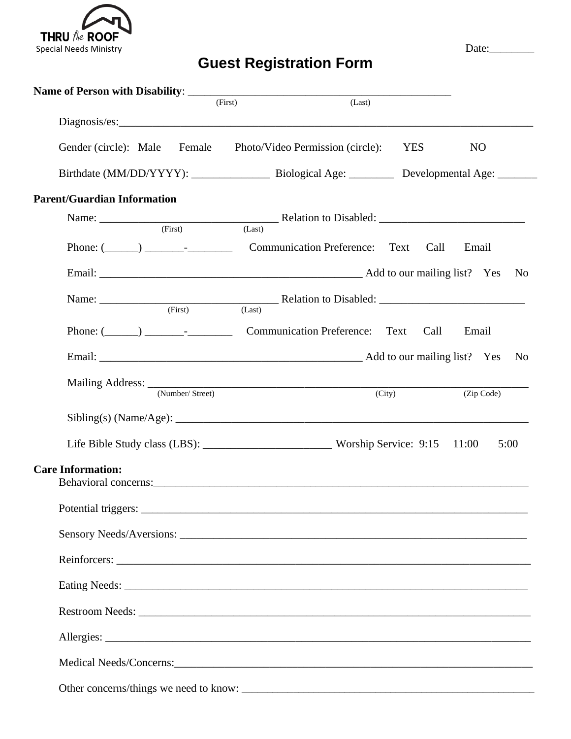THRU *the* ROOF
Special Needs Ministry

Date:________

# Guest Registration Form

**Name of Person with Disability**: ______________________________________________
(First) (Last)

Diagnosis/es:___________________________________________________________________________

Gender (circle): Male Female Photo/Video Permission (circle): YES NO

Birthdate (MM/DD/YYYY): ______________ Biological Age: ________ Developmental Age: _______

**Parent/Guardian Information**

Name: ________________________________ Relation to Disabled: __________________________
(First) (Last)

Phone: (______) _______-________ Communication Preference: Text Call Email

Email: ________________________________________________ Add to our mailing list? Yes No

Name: ________________________________ Relation to Disabled: __________________________
(First) (Last)

Phone: (______) _______-________ Communication Preference: Text Call Email

Email: ________________________________________________ Add to our mailing list? Yes No

Mailing Address: _______________________________________________________________________
(Number/ Street) (City) (Zip Code)

Sibling(s) (Name/Age): __________________________________________________________________

Life Bible Study class (LBS): _______________________ Worship Service: 9:15 11:00 5:00

**Care Information:**

Behavioral concerns:______________________________________________________________________

Potential triggers: _______________________________________________________________________

Sensory Needs/Aversions: _________________________________________________________________

Reinforcers: _____________________________________________________________________________

Eating Needs: ___________________________________________________________________________

Restroom Needs: _________________________________________________________________________

Allergies: _______________________________________________________________________________

Medical Needs/Concerns:__________________________________________________________________

Other concerns/things we need to know: ____________________________________________________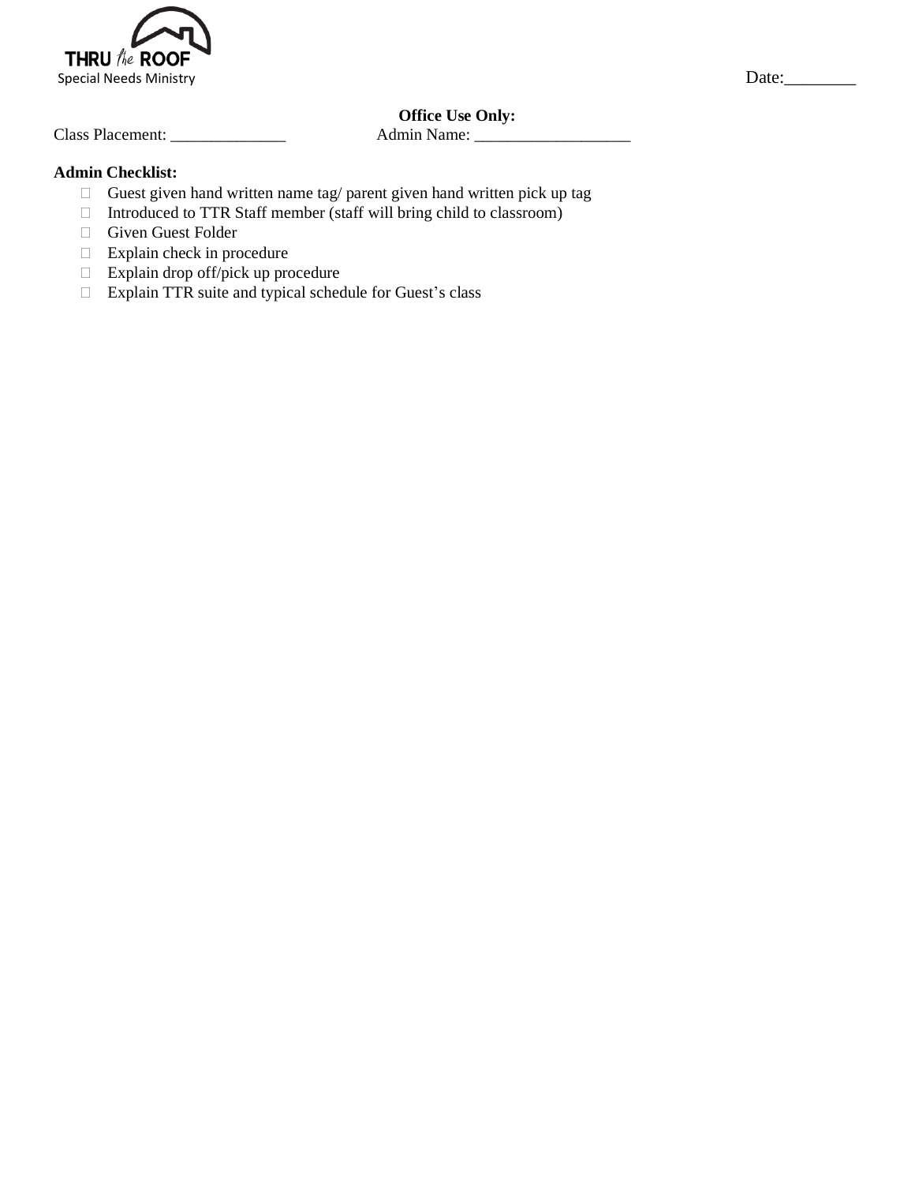THRU the ROOF
Special Needs Ministry

Date:________

**Office Use Only:**

Class Placement: ______________ Admin Name: ___________________

**Admin Checklist:**

- ☐ Guest given hand written name tag/ parent given hand written pick up tag
- ☐ Introduced to TTR Staff member (staff will bring child to classroom)
- ☐ Given Guest Folder
- ☐ Explain check in procedure
- ☐ Explain drop off/pick up procedure
- ☐ Explain TTR suite and typical schedule for Guest's class